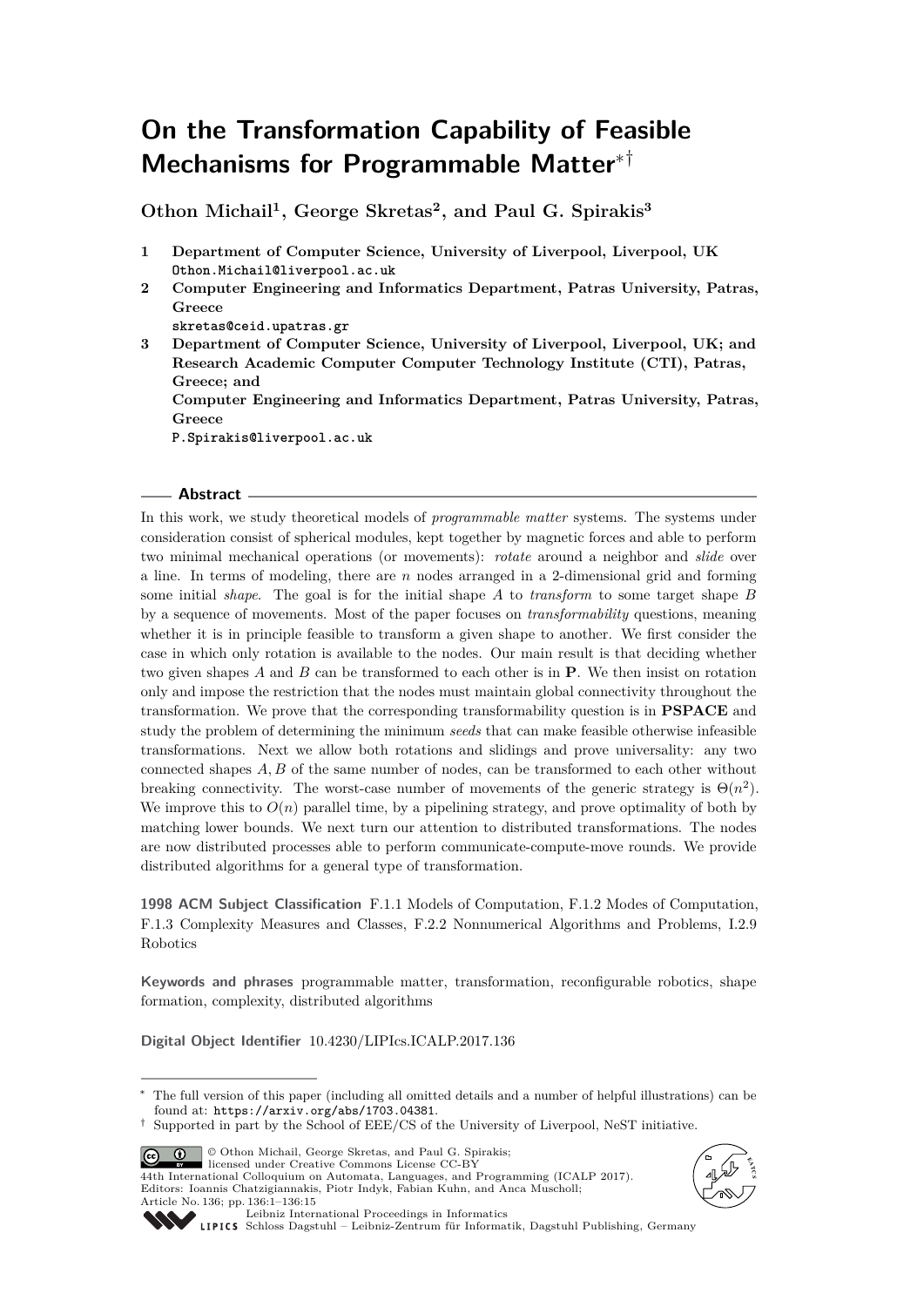# On the Transformation Capability of Feasible Mechanisms for Programmable Matter*†

**Othon Michail[1], George Skretas[2], and Paul G. Spirakis[3]**

1 **Department of Computer Science, University of Liverpool, Liverpool, UK**
Othon.Michail@liverpool.ac.uk

2 **Computer Engineering and Informatics Department, Patras University, Patras, Greece**
skretas@ceid.upatras.gr

3 **Department of Computer Science, University of Liverpool, Liverpool, UK; and Research Academic Computer Computer Technology Institute (CTI), Patras, Greece; and**
**Computer Engineering and Informatics Department, Patras University, Patras, Greece**
P.Spirakis@liverpool.ac.uk

## Abstract

In this work, we study theoretical models of *programmable matter* systems. The systems under consideration consist of spherical modules, kept together by magnetic forces and able to perform two minimal mechanical operations (or movements): *rotate* around a neighbor and *slide* over a line. In terms of modeling, there are $n$ nodes arranged in a 2-dimensional grid and forming some initial *shape*. The goal is for the initial shape $A$ to *transform* to some target shape $B$ by a sequence of movements. Most of the paper focuses on *transformability* questions, meaning whether it is in principle feasible to transform a given shape to another. We first consider the case in which only rotation is available to the nodes. Our main result is that deciding whether two given shapes $A$ and $B$ can be transformed to each other is in **P**. We then insist on rotation only and impose the restriction that the nodes must maintain global connectivity throughout the transformation. We prove that the corresponding transformability question is in **PSPACE** and study the problem of determining the minimum *seeds* that can make feasible otherwise infeasible transformations. Next we allow both rotations and slidings and prove universality: any two connected shapes $A, B$ of the same number of nodes, can be transformed to each other without breaking connectivity. The worst-case number of movements of the generic strategy is $\Theta(n^2)$. We improve this to $O(n)$ parallel time, by a pipelining strategy, and prove optimality of both by matching lower bounds. We next turn our attention to distributed transformations. The nodes are now distributed processes able to perform communicate-compute-move rounds. We provide distributed algorithms for a general type of transformation.

**1998 ACM Subject Classification** F.1.1 Models of Computation, F.1.2 Modes of Computation, F.1.3 Complexity Measures and Classes, F.2.2 Nonnumerical Algorithms and Problems, I.2.9 Robotics

**Keywords and phrases** programmable matter, transformation, reconfigurable robotics, shape formation, complexity, distributed algorithms

**Digital Object Identifier** 10.4230/LIPIcs.ICALP.2017.136

---

* The full version of this paper (including all omitted details and a number of helpful illustrations) can be found at: https://arxiv.org/abs/1703.04381.

† Supported in part by the School of EEE/CS of the University of Liverpool, NeST initiative.

© Othon Michail, George Skretas, and Paul G. Spirakis;
licensed under Creative Commons License CC-BY
44th International Colloquium on Automata, Languages, and Programming (ICALP 2017).
Editors: Ioannis Chatzigiannakis, Piotr Indyk, Fabian Kuhn, and Anca Muscholl;
Article No. 136; pp. 136:1–136:15
Leibniz International Proceedings in Informatics
Schloss Dagstuhl – Leibniz-Zentrum für Informatik, Dagstuhl Publishing, Germany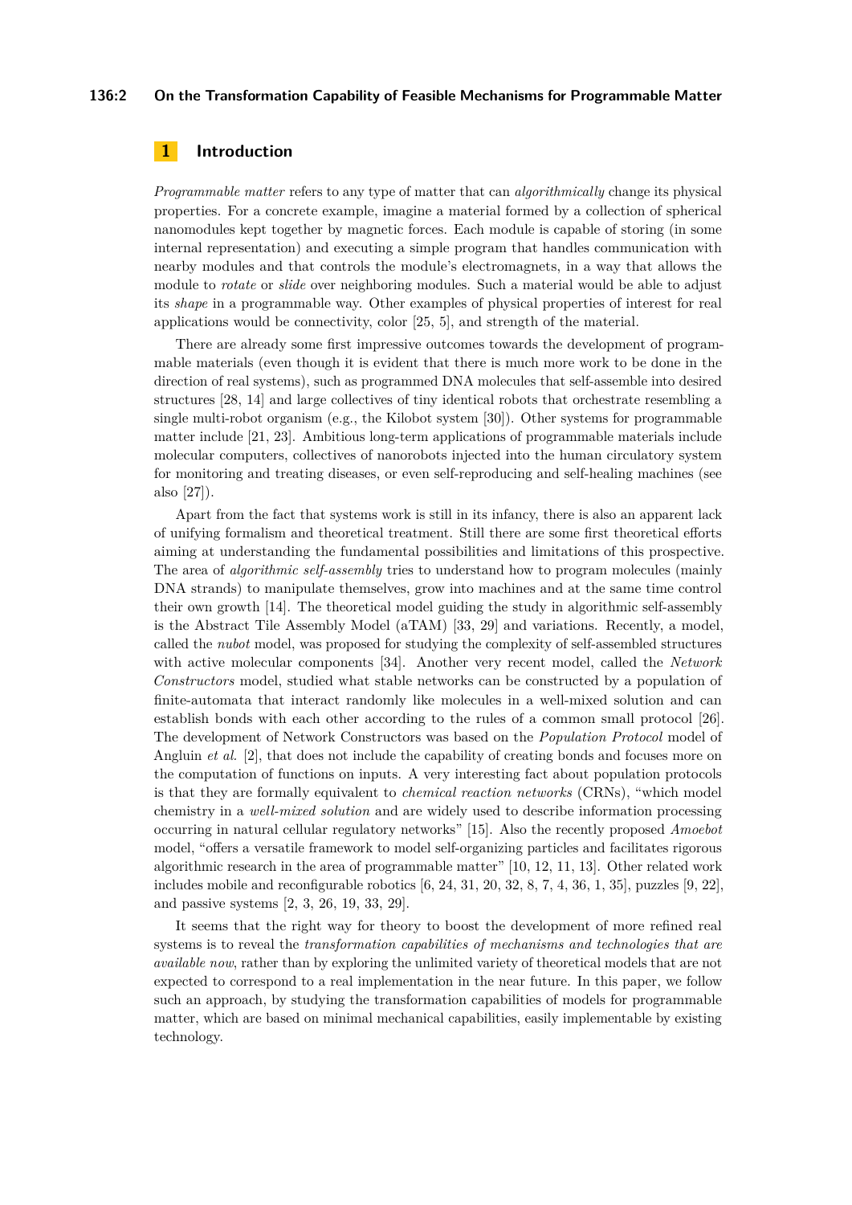## 1 Introduction

*Programmable matter* refers to any type of matter that can *algorithmically* change its physical properties. For a concrete example, imagine a material formed by a collection of spherical nanomodules kept together by magnetic forces. Each module is capable of storing (in some internal representation) and executing a simple program that handles communication with nearby modules and that controls the module's electromagnets, in a way that allows the module to *rotate* or *slide* over neighboring modules. Such a material would be able to adjust its *shape* in a programmable way. Other examples of physical properties of interest for real applications would be connectivity, color [25, 5], and strength of the material.

There are already some first impressive outcomes towards the development of programmable materials (even though it is evident that there is much more work to be done in the direction of real systems), such as programmed DNA molecules that self-assemble into desired structures [28, 14] and large collectives of tiny identical robots that orchestrate resembling a single multi-robot organism (e.g., the Kilobot system [30]). Other systems for programmable matter include [21, 23]. Ambitious long-term applications of programmable materials include molecular computers, collectives of nanorobots injected into the human circulatory system for monitoring and treating diseases, or even self-reproducing and self-healing machines (see also [27]).

Apart from the fact that systems work is still in its infancy, there is also an apparent lack of unifying formalism and theoretical treatment. Still there are some first theoretical efforts aiming at understanding the fundamental possibilities and limitations of this prospective. The area of *algorithmic self-assembly* tries to understand how to program molecules (mainly DNA strands) to manipulate themselves, grow into machines and at the same time control their own growth [14]. The theoretical model guiding the study in algorithmic self-assembly is the Abstract Tile Assembly Model (aTAM) [33, 29] and variations. Recently, a model, called the *nubot* model, was proposed for studying the complexity of self-assembled structures with active molecular components [34]. Another very recent model, called the *Network Constructors* model, studied what stable networks can be constructed by a population of finite-automata that interact randomly like molecules in a well-mixed solution and can establish bonds with each other according to the rules of a common small protocol [26]. The development of Network Constructors was based on the *Population Protocol* model of Angluin *et al.* [2], that does not include the capability of creating bonds and focuses more on the computation of functions on inputs. A very interesting fact about population protocols is that they are formally equivalent to *chemical reaction networks* (CRNs), "which model chemistry in a *well-mixed solution* and are widely used to describe information processing occurring in natural cellular regulatory networks" [15]. Also the recently proposed *Amoebot* model, "offers a versatile framework to model self-organizing particles and facilitates rigorous algorithmic research in the area of programmable matter" [10, 12, 11, 13]. Other related work includes mobile and reconfigurable robotics [6, 24, 31, 20, 32, 8, 7, 4, 36, 1, 35], puzzles [9, 22], and passive systems [2, 3, 26, 19, 33, 29].

It seems that the right way for theory to boost the development of more refined real systems is to reveal the *transformation capabilities of mechanisms and technologies that are available now*, rather than by exploring the unlimited variety of theoretical models that are not expected to correspond to a real implementation in the near future. In this paper, we follow such an approach, by studying the transformation capabilities of models for programmable matter, which are based on minimal mechanical capabilities, easily implementable by existing technology.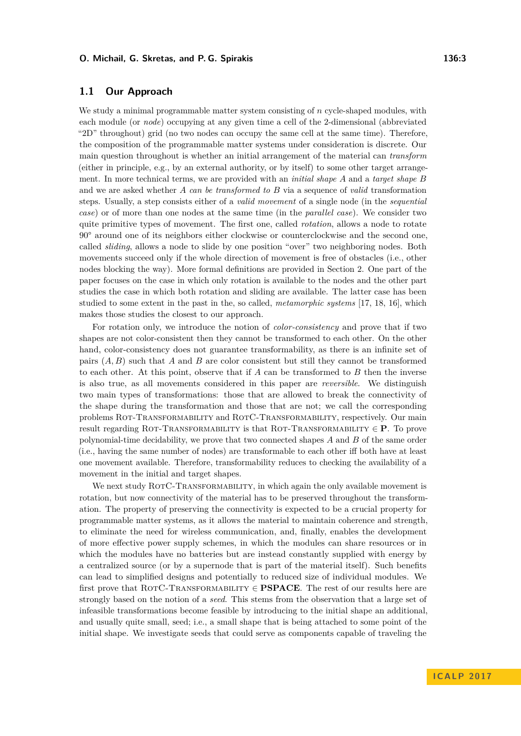## 1.1 Our Approach

We study a minimal programmable matter system consisting of $n$ cycle-shaped modules, with each module (or *node*) occupying at any given time a cell of the 2-dimensional (abbreviated "2D" throughout) grid (no two nodes can occupy the same cell at the same time). Therefore, the composition of the programmable matter systems under consideration is discrete. Our main question throughout is whether an initial arrangement of the material can *transform* (either in principle, e.g., by an external authority, or by itself) to some other target arrangement. In more technical terms, we are provided with an *initial shape* $A$ and a *target shape* $B$ and we are asked whether $A$ *can be transformed to* $B$ via a sequence of *valid* transformation steps. Usually, a step consists either of a *valid movement* of a single node (in the *sequential case*) or of more than one nodes at the same time (in the *parallel case*). We consider two quite primitive types of movement. The first one, called *rotation*, allows a node to rotate 90° around one of its neighbors either clockwise or counterclockwise and the second one, called *sliding*, allows a node to slide by one position "over" two neighboring nodes. Both movements succeed only if the whole direction of movement is free of obstacles (i.e., other nodes blocking the way). More formal definitions are provided in Section 2. One part of the paper focuses on the case in which only rotation is available to the nodes and the other part studies the case in which both rotation and sliding are available. The latter case has been studied to some extent in the past in the, so called, *metamorphic systems* [17, 18, 16], which makes those studies the closest to our approach.

For rotation only, we introduce the notion of *color-consistency* and prove that if two shapes are not color-consistent then they cannot be transformed to each other. On the other hand, color-consistency does not guarantee transformability, as there is an infinite set of pairs $(A, B)$ such that $A$ and $B$ are color consistent but still they cannot be transformed to each other. At this point, observe that if $A$ can be transformed to $B$ then the inverse is also true, as all movements considered in this paper are *reversible*. We distinguish two main types of transformations: those that are allowed to break the connectivity of the shape during the transformation and those that are not; we call the corresponding problems Rot-Transformability and RotC-Transformability, respectively. Our main result regarding Rot-Transformability is that Rot-Transformability $\in$ **P**. To prove polynomial-time decidability, we prove that two connected shapes $A$ and $B$ of the same order (i.e., having the same number of nodes) are transformable to each other iff both have at least one movement available. Therefore, transformability reduces to checking the availability of a movement in the initial and target shapes.

We next study RotC-Transformability, in which again the only available movement is rotation, but now connectivity of the material has to be preserved throughout the transformation. The property of preserving the connectivity is expected to be a crucial property for programmable matter systems, as it allows the material to maintain coherence and strength, to eliminate the need for wireless communication, and, finally, enables the development of more effective power supply schemes, in which the modules can share resources or in which the modules have no batteries but are instead constantly supplied with energy by a centralized source (or by a supernode that is part of the material itself). Such benefits can lead to simplified designs and potentially to reduced size of individual modules. We first prove that RotC-Transformability $\in$ **PSPACE**. The rest of our results here are strongly based on the notion of a *seed*. This stems from the observation that a large set of infeasible transformations become feasible by introducing to the initial shape an additional, and usually quite small, seed; i.e., a small shape that is being attached to some point of the initial shape. We investigate seeds that could serve as components capable of traveling the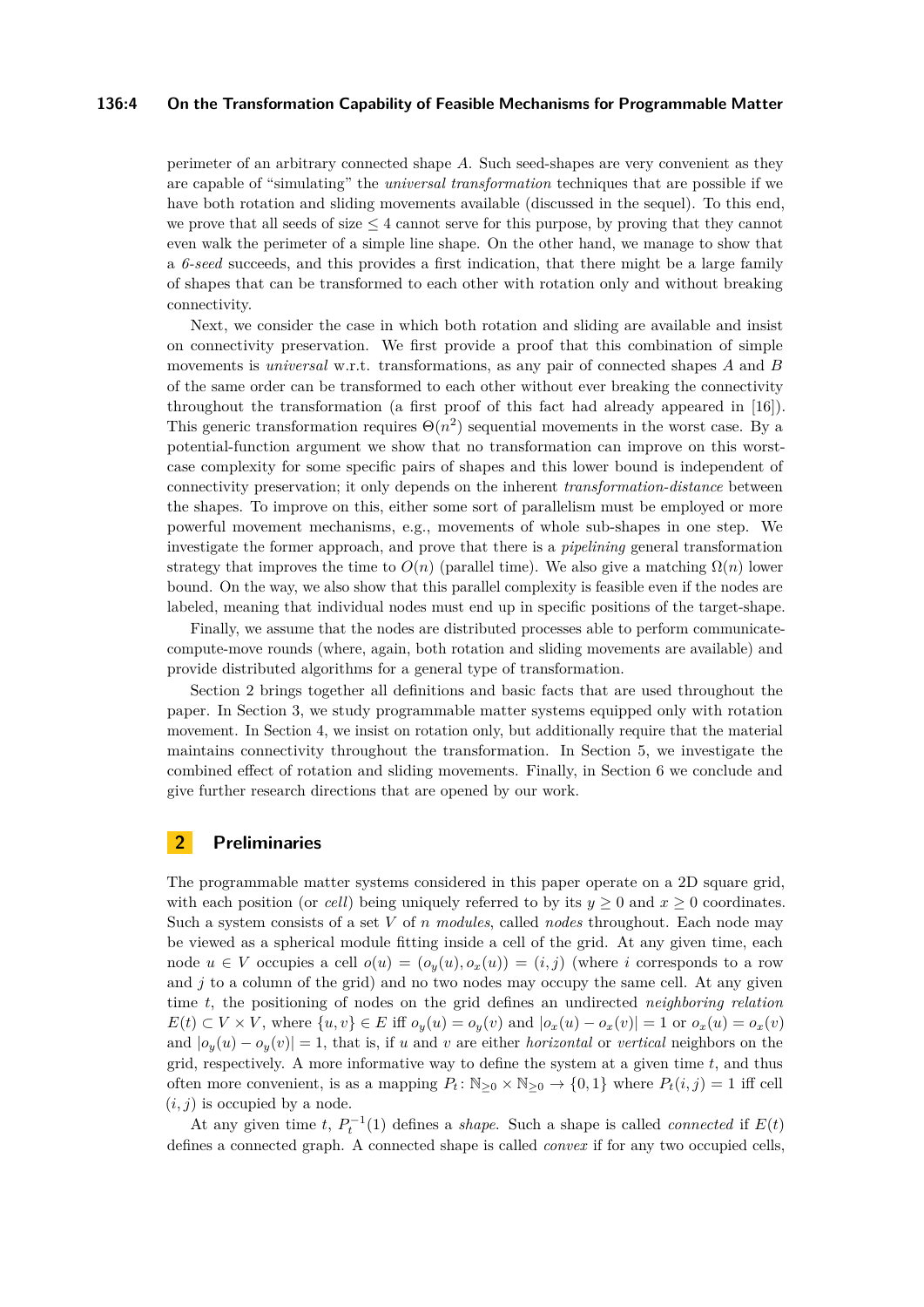perimeter of an arbitrary connected shape $A$. Such seed-shapes are very convenient as they are capable of "simulating" the *universal transformation* techniques that are possible if we have both rotation and sliding movements available (discussed in the sequel). To this end, we prove that all seeds of size $\leq 4$ cannot serve for this purpose, by proving that they cannot even walk the perimeter of a simple line shape. On the other hand, we manage to show that a *6-seed* succeeds, and this provides a first indication, that there might be a large family of shapes that can be transformed to each other with rotation only and without breaking connectivity.

Next, we consider the case in which both rotation and sliding are available and insist on connectivity preservation. We first provide a proof that this combination of simple movements is *universal* w.r.t. transformations, as any pair of connected shapes $A$ and $B$ of the same order can be transformed to each other without ever breaking the connectivity throughout the transformation (a first proof of this fact had already appeared in [16]). This generic transformation requires $\Theta(n^2)$ sequential movements in the worst case. By a potential-function argument we show that no transformation can improve on this worst-case complexity for some specific pairs of shapes and this lower bound is independent of connectivity preservation; it only depends on the inherent *transformation-distance* between the shapes. To improve on this, either some sort of parallelism must be employed or more powerful movement mechanisms, e.g., movements of whole sub-shapes in one step. We investigate the former approach, and prove that there is a *pipelining* general transformation strategy that improves the time to $O(n)$ (parallel time). We also give a matching $\Omega(n)$ lower bound. On the way, we also show that this parallel complexity is feasible even if the nodes are labeled, meaning that individual nodes must end up in specific positions of the target-shape.

Finally, we assume that the nodes are distributed processes able to perform communicate-compute-move rounds (where, again, both rotation and sliding movements are available) and provide distributed algorithms for a general type of transformation.

Section 2 brings together all definitions and basic facts that are used throughout the paper. In Section 3, we study programmable matter systems equipped only with rotation movement. In Section 4, we insist on rotation only, but additionally require that the material maintains connectivity throughout the transformation. In Section 5, we investigate the combined effect of rotation and sliding movements. Finally, in Section 6 we conclude and give further research directions that are opened by our work.

## 2 Preliminaries

The programmable matter systems considered in this paper operate on a 2D square grid, with each position (or *cell*) being uniquely referred to by its $y \geq 0$ and $x \geq 0$ coordinates. Such a system consists of a set $V$ of $n$ *modules*, called *nodes* throughout. Each node may be viewed as a spherical module fitting inside a cell of the grid. At any given time, each node $u \in V$ occupies a cell $o(u) = (o_y(u), o_x(u)) = (i, j)$ (where $i$ corresponds to a row and $j$ to a column of the grid) and no two nodes may occupy the same cell. At any given time $t$, the positioning of nodes on the grid defines an undirected *neighboring relation* $E(t) \subset V \times V$, where $\{u, v\} \in E$ iff $o_y(u) = o_y(v)$ and $|o_x(u) - o_x(v)| = 1$ or $o_x(u) = o_x(v)$ and $|o_y(u) - o_y(v)| = 1$, that is, if $u$ and $v$ are either *horizontal* or *vertical* neighbors on the grid, respectively. A more informative way to define the system at a given time $t$, and thus often more convenient, is as a mapping $P_t : \mathbb{N}_{\geq 0} \times \mathbb{N}_{\geq 0} \to \{0, 1\}$ where $P_t(i, j) = 1$ iff cell $(i, j)$ is occupied by a node.

At any given time $t$, $P_t^{-1}(1)$ defines a *shape*. Such a shape is called *connected* if $E(t)$ defines a connected graph. A connected shape is called *convex* if for any two occupied cells,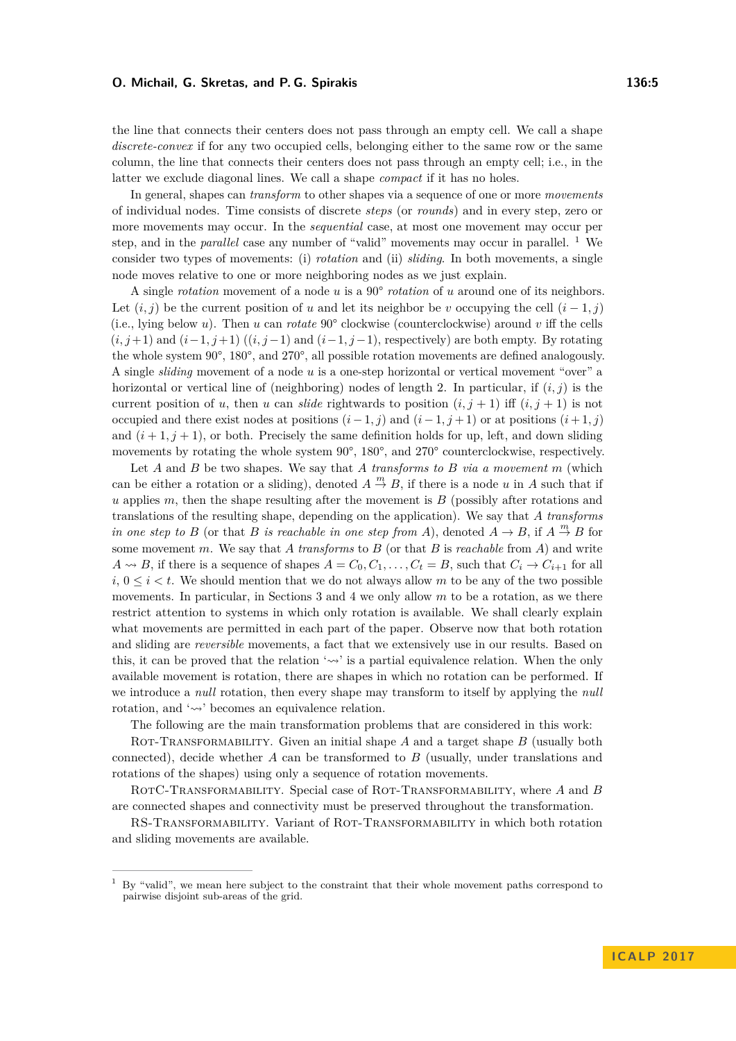the line that connects their centers does not pass through an empty cell. We call a shape *discrete-convex* if for any two occupied cells, belonging either to the same row or the same column, the line that connects their centers does not pass through an empty cell; i.e., in the latter we exclude diagonal lines. We call a shape *compact* if it has no holes.

In general, shapes can *transform* to other shapes via a sequence of one or more *movements* of individual nodes. Time consists of discrete *steps* (or *rounds*) and in every step, zero or more movements may occur. In the *sequential* case, at most one movement may occur per step, and in the *parallel* case any number of "valid" movements may occur in parallel. [1] We consider two types of movements: (i) *rotation* and (ii) *sliding*. In both movements, a single node moves relative to one or more neighboring nodes as we just explain.

A single *rotation* movement of a node $u$ is a $90°$ *rotation* of $u$ around one of its neighbors. Let $(i, j)$ be the current position of $u$ and let its neighbor be $v$ occupying the cell $(i-1, j)$ (i.e., lying below $u$). Then $u$ can *rotate* $90°$ clockwise (counterclockwise) around $v$ iff the cells $(i, j+1)$ and $(i-1, j+1)$ ($(i, j-1)$ and $(i-1, j-1)$, respectively) are both empty. By rotating the whole system $90°$, $180°$, and $270°$, all possible rotation movements are defined analogously. A single *sliding* movement of a node $u$ is a one-step horizontal or vertical movement "over" a horizontal or vertical line of (neighboring) nodes of length 2. In particular, if $(i, j)$ is the current position of $u$, then $u$ can *slide* rightwards to position $(i, j+1)$ iff $(i, j+1)$ is not occupied and there exist nodes at positions $(i-1, j)$ and $(i-1, j+1)$ or at positions $(i+1, j)$ and $(i+1, j+1)$, or both. Precisely the same definition holds for up, left, and down sliding movements by rotating the whole system $90°$, $180°$, and $270°$ counterclockwise, respectively.

Let $A$ and $B$ be two shapes. We say that $A$ *transforms to* $B$ *via a movement* $m$ (which can be either a rotation or a sliding), denoted $A \xrightarrow{m} B$, if there is a node $u$ in $A$ such that if $u$ applies $m$, then the shape resulting after the movement is $B$ (possibly after rotations and translations of the resulting shape, depending on the application). We say that $A$ *transforms in one step to* $B$ (or that $B$ *is reachable in one step from* $A$), denoted $A \to B$, if $A \xrightarrow{m} B$ for some movement $m$. We say that $A$ *transforms* to $B$ (or that $B$ is *reachable* from $A$) and write $A \rightsquigarrow B$, if there is a sequence of shapes $A = C_0, C_1, \ldots, C_t = B$, such that $C_i \to C_{i+1}$ for all $i$, $0 \leq i < t$. We should mention that we do not always allow $m$ to be any of the two possible movements. In particular, in Sections 3 and 4 we only allow $m$ to be a rotation, as we there restrict attention to systems in which only rotation is available. We shall clearly explain what movements are permitted in each part of the paper. Observe now that both rotation and sliding are *reversible* movements, a fact that we extensively use in our results. Based on this, it can be proved that the relation '$\rightsquigarrow$' is a partial equivalence relation. When the only available movement is rotation, there are shapes in which no rotation can be performed. If we introduce a *null* rotation, then every shape may transform to itself by applying the *null* rotation, and '$\rightsquigarrow$' becomes an equivalence relation.

The following are the main transformation problems that are considered in this work:

Rot-Transformability. Given an initial shape $A$ and a target shape $B$ (usually both connected), decide whether $A$ can be transformed to $B$ (usually, under translations and rotations of the shapes) using only a sequence of rotation movements.

RotC-Transformability. Special case of Rot-Transformability, where $A$ and $B$ are connected shapes and connectivity must be preserved throughout the transformation.

RS-Transformability. Variant of Rot-Transformability in which both rotation and sliding movements are available.

---

[1] By "valid", we mean here subject to the constraint that their whole movement paths correspond to pairwise disjoint sub-areas of the grid.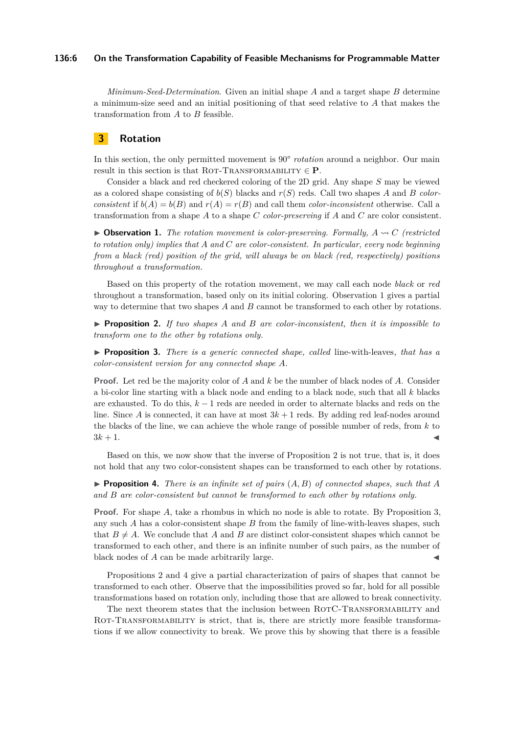*Minimum-Seed-Determination*. Given an initial shape $A$ and a target shape $B$ determine a minimum-size seed and an initial positioning of that seed relative to $A$ that makes the transformation from $A$ to $B$ feasible.

## 3 Rotation

In this section, the only permitted movement is 90° *rotation* around a neighbor. Our main result in this section is that Rot-Transformability $\in$ **P**.

Consider a black and red checkered coloring of the 2D grid. Any shape $S$ may be viewed as a colored shape consisting of $b(S)$ blacks and $r(S)$ reds. Call two shapes $A$ and $B$ *color-consistent* if $b(A) = b(B)$ and $r(A) = r(B)$ and call them *color-inconsistent* otherwise. Call a transformation from a shape $A$ to a shape $C$ *color-preserving* if $A$ and $C$ are color consistent.

► **Observation 1.** *The rotation movement is color-preserving. Formally, $A \rightsquigarrow C$ (restricted to rotation only) implies that $A$ and $C$ are color-consistent. In particular, every node beginning from a black (red) position of the grid, will always be on black (red, respectively) positions throughout a transformation.*

Based on this property of the rotation movement, we may call each node *black* or *red* throughout a transformation, based only on its initial coloring. Observation 1 gives a partial way to determine that two shapes $A$ and $B$ cannot be transformed to each other by rotations.

► **Proposition 2.** *If two shapes $A$ and $B$ are color-inconsistent, then it is impossible to transform one to the other by rotations only.*

► **Proposition 3.** *There is a generic connected shape, called* line-with-leaves*, that has a color-consistent version for any connected shape $A$.*

**Proof.** Let red be the majority color of $A$ and $k$ be the number of black nodes of $A$. Consider a bi-color line starting with a black node and ending to a black node, such that all $k$ blacks are exhausted. To do this, $k-1$ reds are needed in order to alternate blacks and reds on the line. Since $A$ is connected, it can have at most $3k+1$ reds. By adding red leaf-nodes around the blacks of the line, we can achieve the whole range of possible number of reds, from $k$ to $3k+1$. ◄

Based on this, we now show that the inverse of Proposition 2 is not true, that is, it does not hold that any two color-consistent shapes can be transformed to each other by rotations.

► **Proposition 4.** *There is an infinite set of pairs $(A, B)$ of connected shapes, such that $A$ and $B$ are color-consistent but cannot be transformed to each other by rotations only.*

**Proof.** For shape $A$, take a rhombus in which no node is able to rotate. By Proposition 3, any such $A$ has a color-consistent shape $B$ from the family of line-with-leaves shapes, such that $B \neq A$. We conclude that $A$ and $B$ are distinct color-consistent shapes which cannot be transformed to each other, and there is an infinite number of such pairs, as the number of black nodes of $A$ can be made arbitrarily large. ◄

Propositions 2 and 4 give a partial characterization of pairs of shapes that cannot be transformed to each other. Observe that the impossibilities proved so far, hold for all possible transformations based on rotation only, including those that are allowed to break connectivity.

The next theorem states that the inclusion between RotC-Transformability and Rot-Transformability is strict, that is, there are strictly more feasible transformations if we allow connectivity to break. We prove this by showing that there is a feasible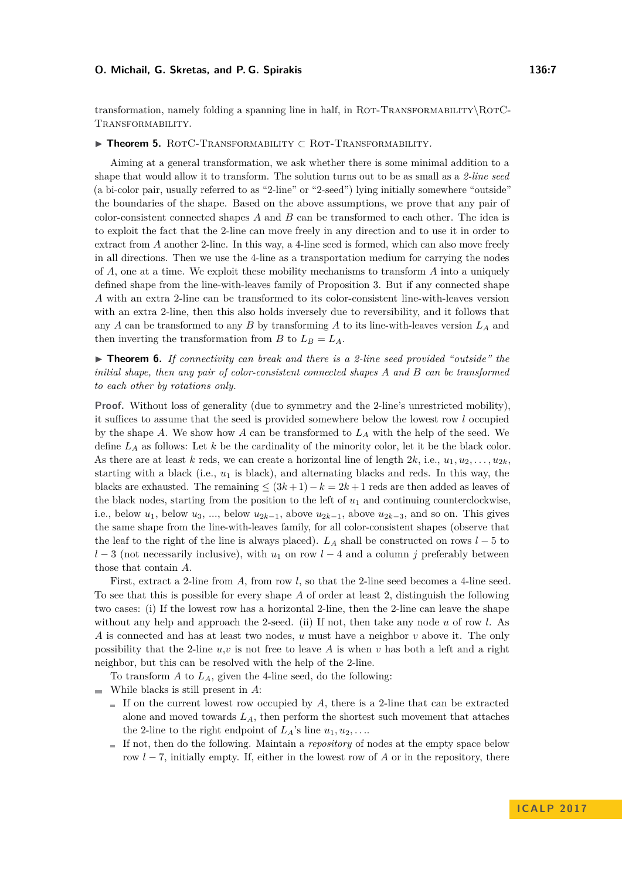transformation, namely folding a spanning line in half, in Rot-Transformability\RotC-Transformability.

▶ **Theorem 5.** RotC-Transformability ⊂ Rot-Transformability.

Aiming at a general transformation, we ask whether there is some minimal addition to a shape that would allow it to transform. The solution turns out to be as small as a *2-line seed* (a bi-color pair, usually referred to as "2-line" or "2-seed") lying initially somewhere "outside" the boundaries of the shape. Based on the above assumptions, we prove that any pair of color-consistent connected shapes $A$ and $B$ can be transformed to each other. The idea is to exploit the fact that the 2-line can move freely in any direction and to use it in order to extract from $A$ another 2-line. In this way, a 4-line seed is formed, which can also move freely in all directions. Then we use the 4-line as a transportation medium for carrying the nodes of $A$, one at a time. We exploit these mobility mechanisms to transform $A$ into a uniquely defined shape from the line-with-leaves family of Proposition 3. But if any connected shape $A$ with an extra 2-line can be transformed to its color-consistent line-with-leaves version with an extra 2-line, then this also holds inversely due to reversibility, and it follows that any $A$ can be transformed to any $B$ by transforming $A$ to its line-with-leaves version $L_A$ and then inverting the transformation from $B$ to $L_B = L_A$.

▶ **Theorem 6.** *If connectivity can break and there is a 2-line seed provided "outside" the initial shape, then any pair of color-consistent connected shapes $A$ and $B$ can be transformed to each other by rotations only.*

**Proof.** Without loss of generality (due to symmetry and the 2-line's unrestricted mobility), it suffices to assume that the seed is provided somewhere below the lowest row $l$ occupied by the shape $A$. We show how $A$ can be transformed to $L_A$ with the help of the seed. We define $L_A$ as follows: Let $k$ be the cardinality of the minority color, let it be the black color. As there are at least $k$ reds, we can create a horizontal line of length $2k$, i.e., $u_1, u_2, \ldots, u_{2k}$, starting with a black (i.e., $u_1$ is black), and alternating blacks and reds. In this way, the blacks are exhausted. The remaining $\leq (3k+1) - k = 2k+1$ reds are then added as leaves of the black nodes, starting from the position to the left of $u_1$ and continuing counterclockwise, i.e., below $u_1$, below $u_3$, ..., below $u_{2k-1}$, above $u_{2k-1}$, above $u_{2k-3}$, and so on. This gives the same shape from the line-with-leaves family, for all color-consistent shapes (observe that the leaf to the right of the line is always placed). $L_A$ shall be constructed on rows $l-5$ to $l-3$ (not necessarily inclusive), with $u_1$ on row $l-4$ and a column $j$ preferably between those that contain $A$.

First, extract a 2-line from $A$, from row $l$, so that the 2-line seed becomes a 4-line seed. To see that this is possible for every shape $A$ of order at least 2, distinguish the following two cases: (i) If the lowest row has a horizontal 2-line, then the 2-line can leave the shape without any help and approach the 2-seed. (ii) If not, then take any node $u$ of row $l$. As $A$ is connected and has at least two nodes, $u$ must have a neighbor $v$ above it. The only possibility that the 2-line $u$,$v$ is not free to leave $A$ is when $v$ has both a left and a right neighbor, but this can be resolved with the help of the 2-line.

To transform $A$ to $L_A$, given the 4-line seed, do the following:

- While blacks is still present in $A$:
  - If on the current lowest row occupied by $A$, there is a 2-line that can be extracted alone and moved towards $L_A$, then perform the shortest such movement that attaches the 2-line to the right endpoint of $L_A$'s line $u_1, u_2, \ldots$.
  - If not, then do the following. Maintain a *repository* of nodes at the empty space below row $l-7$, initially empty. If, either in the lowest row of $A$ or in the repository, there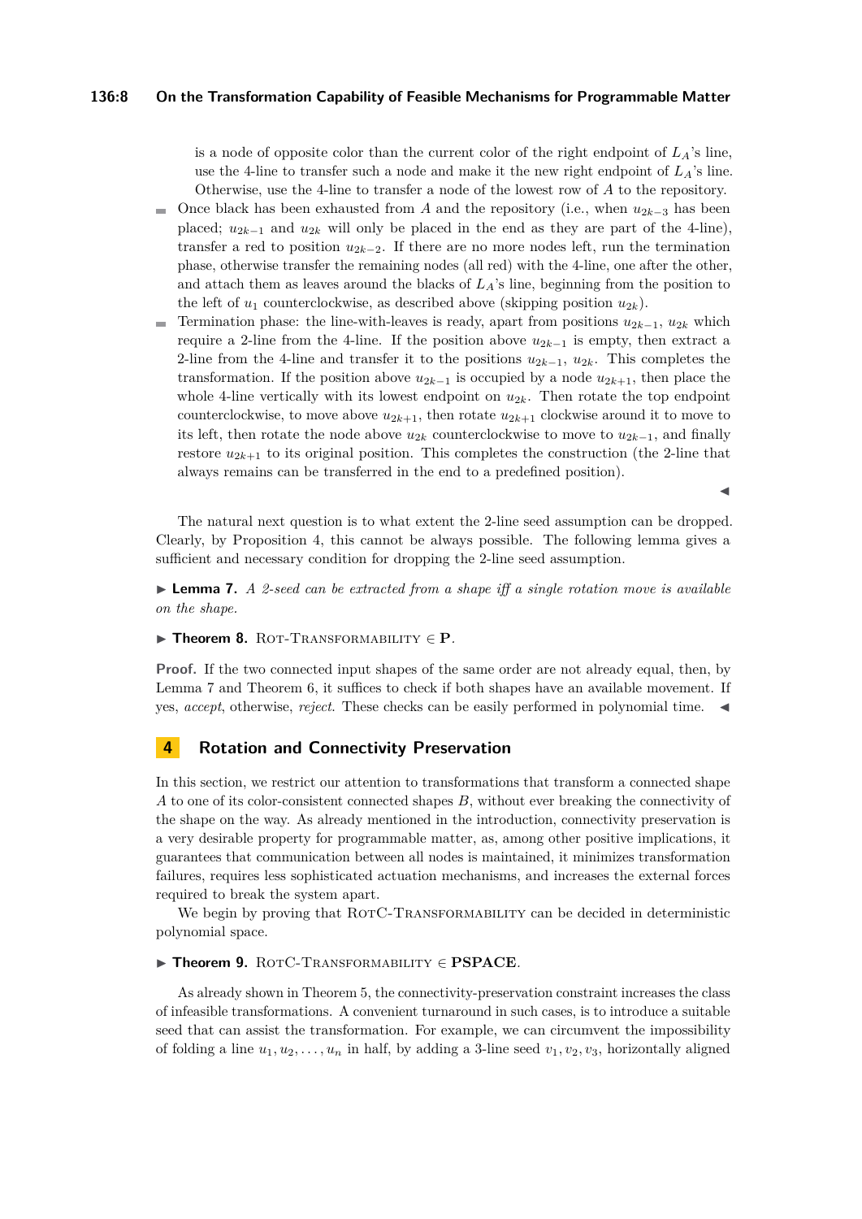is a node of opposite color than the current color of the right endpoint of $L_A$'s line, use the 4-line to transfer such a node and make it the new right endpoint of $L_A$'s line. Otherwise, use the 4-line to transfer a node of the lowest row of $A$ to the repository.

- Once black has been exhausted from $A$ and the repository (i.e., when $u_{2k-3}$ has been placed; $u_{2k-1}$ and $u_{2k}$ will only be placed in the end as they are part of the 4-line), transfer a red to position $u_{2k-2}$. If there are no more nodes left, run the termination phase, otherwise transfer the remaining nodes (all red) with the 4-line, one after the other, and attach them as leaves around the blacks of $L_A$'s line, beginning from the position to the left of $u_1$ counterclockwise, as described above (skipping position $u_{2k}$).
- Termination phase: the line-with-leaves is ready, apart from positions $u_{2k-1}$, $u_{2k}$ which require a 2-line from the 4-line. If the position above $u_{2k-1}$ is empty, then extract a 2-line from the 4-line and transfer it to the positions $u_{2k-1}$, $u_{2k}$. This completes the transformation. If the position above $u_{2k-1}$ is occupied by a node $u_{2k+1}$, then place the whole 4-line vertically with its lowest endpoint on $u_{2k}$. Then rotate the top endpoint counterclockwise, to move above $u_{2k+1}$, then rotate $u_{2k+1}$ clockwise around it to move to its left, then rotate the node above $u_{2k}$ counterclockwise to move to $u_{2k-1}$, and finally restore $u_{2k+1}$ to its original position. This completes the construction (the 2-line that always remains can be transferred in the end to a predefined position).

◂

The natural next question is to what extent the 2-line seed assumption can be dropped. Clearly, by Proposition 4, this cannot be always possible. The following lemma gives a sufficient and necessary condition for dropping the 2-line seed assumption.

▸ **Lemma 7.** *A 2-seed can be extracted from a shape iff a single rotation move is available on the shape.*

▸ **Theorem 8.** Rot-Transformability $\in$ **P**.

**Proof.** If the two connected input shapes of the same order are not already equal, then, by Lemma 7 and Theorem 6, it suffices to check if both shapes have an available movement. If yes, *accept*, otherwise, *reject*. These checks can be easily performed in polynomial time. ◂

## 4 Rotation and Connectivity Preservation

In this section, we restrict our attention to transformations that transform a connected shape $A$ to one of its color-consistent connected shapes $B$, without ever breaking the connectivity of the shape on the way. As already mentioned in the introduction, connectivity preservation is a very desirable property for programmable matter, as, among other positive implications, it guarantees that communication between all nodes is maintained, it minimizes transformation failures, requires less sophisticated actuation mechanisms, and increases the external forces required to break the system apart.

We begin by proving that RotC-Transformability can be decided in deterministic polynomial space.

▸ **Theorem 9.** RotC-Transformability $\in$ **PSPACE**.

As already shown in Theorem 5, the connectivity-preservation constraint increases the class of infeasible transformations. A convenient turnaround in such cases, is to introduce a suitable seed that can assist the transformation. For example, we can circumvent the impossibility of folding a line $u_1, u_2, \ldots, u_n$ in half, by adding a 3-line seed $v_1, v_2, v_3$, horizontally aligned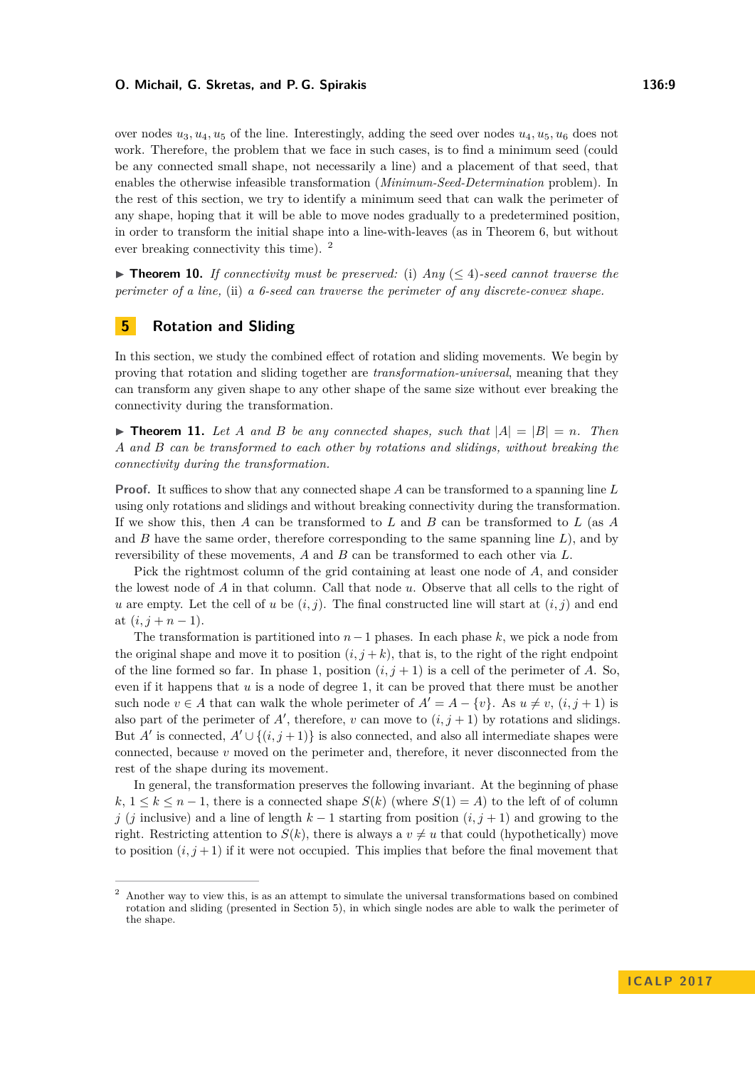over nodes $u_3, u_4, u_5$ of the line. Interestingly, adding the seed over nodes $u_4, u_5, u_6$ does not work. Therefore, the problem that we face in such cases, is to find a minimum seed (could be any connected small shape, not necessarily a line) and a placement of that seed, that enables the otherwise infeasible transformation (*Minimum-Seed-Determination* problem). In the rest of this section, we try to identify a minimum seed that can walk the perimeter of any shape, hoping that it will be able to move nodes gradually to a predetermined position, in order to transform the initial shape into a line-with-leaves (as in Theorem 6, but without ever breaking connectivity this time). [2]

▶ **Theorem 10.** *If connectivity must be preserved:* (i) *Any* $(\leq 4)$*-seed cannot traverse the perimeter of a line,* (ii) *a 6-seed can traverse the perimeter of any discrete-convex shape.*

## 5 Rotation and Sliding

In this section, we study the combined effect of rotation and sliding movements. We begin by proving that rotation and sliding together are *transformation-universal*, meaning that they can transform any given shape to any other shape of the same size without ever breaking the connectivity during the transformation.

▶ **Theorem 11.** *Let $A$ and $B$ be any connected shapes, such that $|A| = |B| = n$. Then $A$ and $B$ can be transformed to each other by rotations and slidings, without breaking the connectivity during the transformation.*

**Proof.** It suffices to show that any connected shape $A$ can be transformed to a spanning line $L$ using only rotations and slidings and without breaking connectivity during the transformation. If we show this, then $A$ can be transformed to $L$ and $B$ can be transformed to $L$ (as $A$ and $B$ have the same order, therefore corresponding to the same spanning line $L$), and by reversibility of these movements, $A$ and $B$ can be transformed to each other via $L$.

Pick the rightmost column of the grid containing at least one node of $A$, and consider the lowest node of $A$ in that column. Call that node $u$. Observe that all cells to the right of $u$ are empty. Let the cell of $u$ be $(i, j)$. The final constructed line will start at $(i, j)$ and end at $(i, j + n - 1)$.

The transformation is partitioned into $n-1$ phases. In each phase $k$, we pick a node from the original shape and move it to position $(i, j + k)$, that is, to the right of the right endpoint of the line formed so far. In phase 1, position $(i, j + 1)$ is a cell of the perimeter of $A$. So, even if it happens that $u$ is a node of degree 1, it can be proved that there must be another such node $v \in A$ that can walk the whole perimeter of $A' = A - \{v\}$. As $u \neq v$, $(i, j + 1)$ is also part of the perimeter of $A'$, therefore, $v$ can move to $(i, j + 1)$ by rotations and slidings. But $A'$ is connected, $A' \cup \{(i, j + 1)\}$ is also connected, and also all intermediate shapes were connected, because $v$ moved on the perimeter and, therefore, it never disconnected from the rest of the shape during its movement.

In general, the transformation preserves the following invariant. At the beginning of phase $k$, $1 \leq k \leq n - 1$, there is a connected shape $S(k)$ (where $S(1) = A$) to the left of of column $j$ ($j$ inclusive) and a line of length $k - 1$ starting from position $(i, j + 1)$ and growing to the right. Restricting attention to $S(k)$, there is always a $v \neq u$ that could (hypothetically) move to position $(i, j + 1)$ if it were not occupied. This implies that before the final movement that

[2] Another way to view this, is as an attempt to simulate the universal transformations based on combined rotation and sliding (presented in Section 5), in which single nodes are able to walk the perimeter of the shape.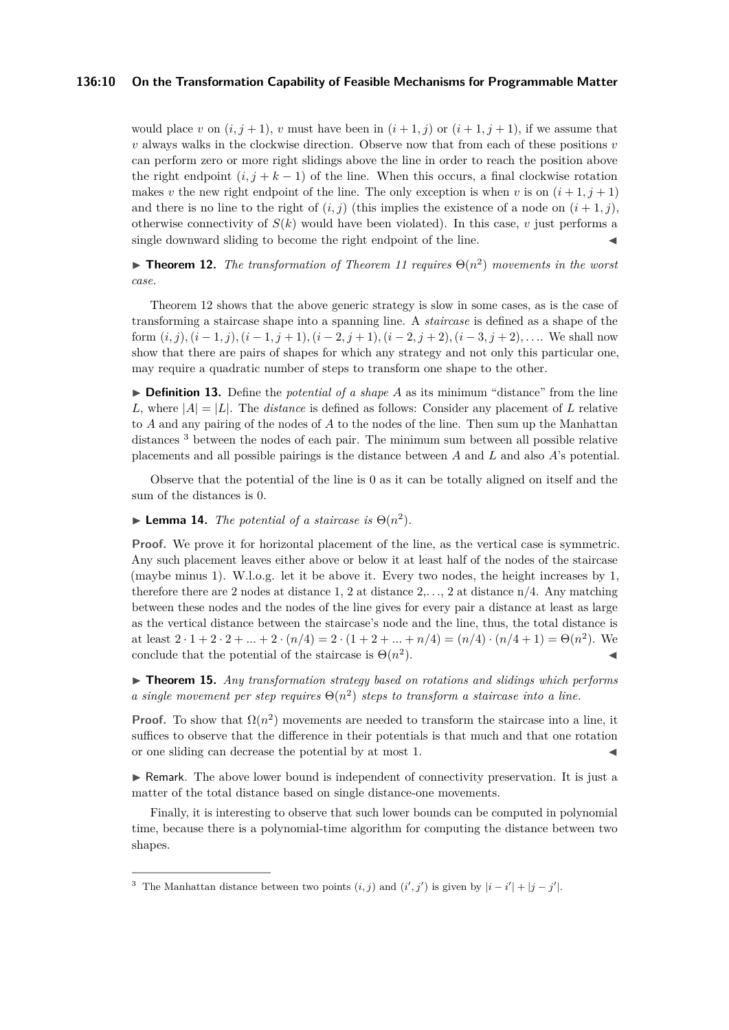would place $v$ on $(i, j+1)$, $v$ must have been in $(i+1, j)$ or $(i+1, j+1)$, if we assume that $v$ always walks in the clockwise direction. Observe now that from each of these positions $v$ can perform zero or more right slidings above the line in order to reach the position above the right endpoint $(i, j+k-1)$ of the line. When this occurs, a final clockwise rotation makes $v$ the new right endpoint of the line. The only exception is when $v$ is on $(i+1, j+1)$ and there is no line to the right of $(i, j)$ (this implies the existence of a node on $(i+1, j)$, otherwise connectivity of $S(k)$ would have been violated). In this case, $v$ just performs a single downward sliding to become the right endpoint of the line. ◀

▶ **Theorem 12.** *The transformation of Theorem 11 requires $\Theta(n^2)$ movements in the worst case.*

Theorem 12 shows that the above generic strategy is slow in some cases, as is the case of transforming a staircase shape into a spanning line. A *staircase* is defined as a shape of the form $(i, j), (i-1, j), (i-1, j+1), (i-2, j+1), (i-2, j+2), (i-3, j+2), \ldots$. We shall now show that there are pairs of shapes for which any strategy and not only this particular one, may require a quadratic number of steps to transform one shape to the other.

▶ **Definition 13.** Define the *potential of a shape $A$* as its minimum "distance" from the line $L$, where $|A| = |L|$. The *distance* is defined as follows: Consider any placement of $L$ relative to $A$ and any pairing of the nodes of $A$ to the nodes of the line. Then sum up the Manhattan distances [3] between the nodes of each pair. The minimum sum between all possible relative placements and all possible pairings is the distance between $A$ and $L$ and also $A$'s potential.

Observe that the potential of the line is 0 as it can be totally aligned on itself and the sum of the distances is 0.

▶ **Lemma 14.** *The potential of a staircase is $\Theta(n^2)$.*

**Proof.** We prove it for horizontal placement of the line, as the vertical case is symmetric. Any such placement leaves either above or below it at least half of the nodes of the staircase (maybe minus 1). W.l.o.g. let it be above it. Every two nodes, the height increases by 1, therefore there are 2 nodes at distance 1, 2 at distance 2,…, 2 at distance n/4. Any matching between these nodes and the nodes of the line gives for every pair a distance at least as large as the vertical distance between the staircase's node and the line, thus, the total distance is at least $2 \cdot 1 + 2 \cdot 2 + \ldots + 2 \cdot (n/4) = 2 \cdot (1 + 2 + \ldots + n/4) = (n/4) \cdot (n/4 + 1) = \Theta(n^2)$. We conclude that the potential of the staircase is $\Theta(n^2)$. ◀

▶ **Theorem 15.** *Any transformation strategy based on rotations and slidings which performs a single movement per step requires $\Theta(n^2)$ steps to transform a staircase into a line.*

**Proof.** To show that $\Omega(n^2)$ movements are needed to transform the staircase into a line, it suffices to observe that the difference in their potentials is that much and that one rotation or one sliding can decrease the potential by at most 1. ◀

▶ Remark. The above lower bound is independent of connectivity preservation. It is just a matter of the total distance based on single distance-one movements.

Finally, it is interesting to observe that such lower bounds can be computed in polynomial time, because there is a polynomial-time algorithm for computing the distance between two shapes.

---

[3] The Manhattan distance between two points $(i, j)$ and $(i', j')$ is given by $|i - i'| + |j - j'|$.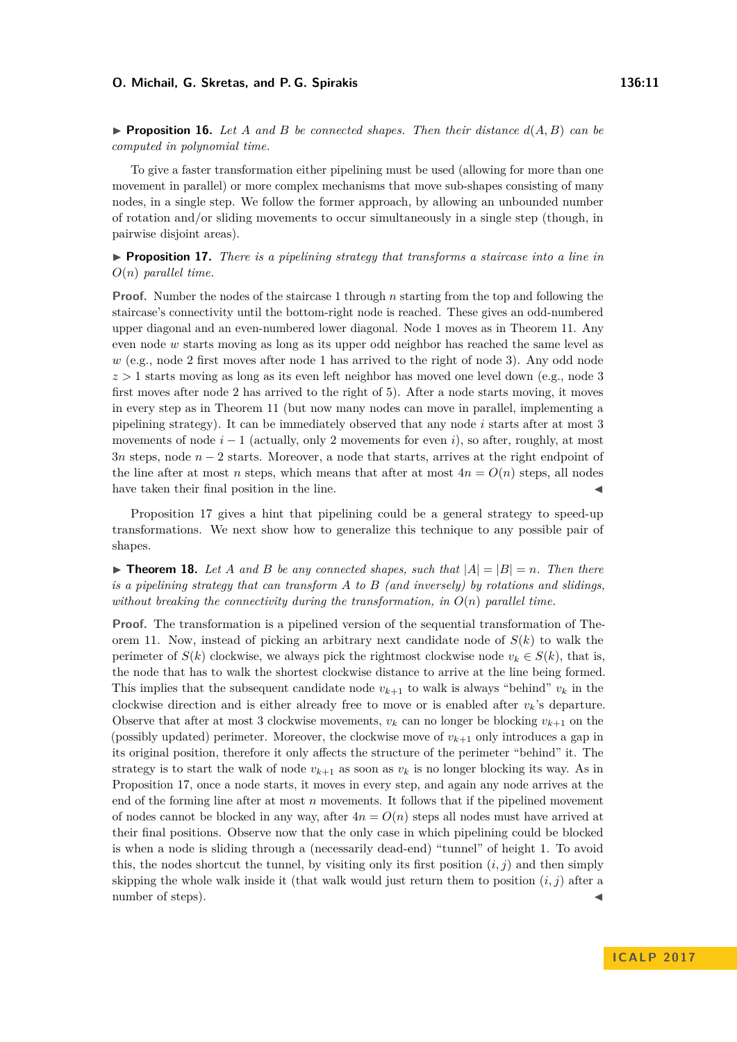▶ **Proposition 16.** *Let $A$ and $B$ be connected shapes. Then their distance $d(A, B)$ can be computed in polynomial time.*

To give a faster transformation either pipelining must be used (allowing for more than one movement in parallel) or more complex mechanisms that move sub-shapes consisting of many nodes, in a single step. We follow the former approach, by allowing an unbounded number of rotation and/or sliding movements to occur simultaneously in a single step (though, in pairwise disjoint areas).

▶ **Proposition 17.** *There is a pipelining strategy that transforms a staircase into a line in $O(n)$ parallel time.*

**Proof.** Number the nodes of the staircase 1 through $n$ starting from the top and following the staircase's connectivity until the bottom-right node is reached. These gives an odd-numbered upper diagonal and an even-numbered lower diagonal. Node 1 moves as in Theorem 11. Any even node $w$ starts moving as long as its upper odd neighbor has reached the same level as $w$ (e.g., node 2 first moves after node 1 has arrived to the right of node 3). Any odd node $z > 1$ starts moving as long as its even left neighbor has moved one level down (e.g., node 3 first moves after node 2 has arrived to the right of 5). After a node starts moving, it moves in every step as in Theorem 11 (but now many nodes can move in parallel, implementing a pipelining strategy). It can be immediately observed that any node $i$ starts after at most 3 movements of node $i-1$ (actually, only 2 movements for even $i$), so after, roughly, at most $3n$ steps, node $n-2$ starts. Moreover, a node that starts, arrives at the right endpoint of the line after at most $n$ steps, which means that after at most $4n = O(n)$ steps, all nodes have taken their final position in the line. ◀

Proposition 17 gives a hint that pipelining could be a general strategy to speed-up transformations. We next show how to generalize this technique to any possible pair of shapes.

▶ **Theorem 18.** *Let $A$ and $B$ be any connected shapes, such that $|A| = |B| = n$. Then there is a pipelining strategy that can transform $A$ to $B$ (and inversely) by rotations and slidings, without breaking the connectivity during the transformation, in $O(n)$ parallel time.*

**Proof.** The transformation is a pipelined version of the sequential transformation of Theorem 11. Now, instead of picking an arbitrary next candidate node of $S(k)$ to walk the perimeter of $S(k)$ clockwise, we always pick the rightmost clockwise node $v_k \in S(k)$, that is, the node that has to walk the shortest clockwise distance to arrive at the line being formed. This implies that the subsequent candidate node $v_{k+1}$ to walk is always "behind" $v_k$ in the clockwise direction and is either already free to move or is enabled after $v_k$'s departure. Observe that after at most 3 clockwise movements, $v_k$ can no longer be blocking $v_{k+1}$ on the (possibly updated) perimeter. Moreover, the clockwise move of $v_{k+1}$ only introduces a gap in its original position, therefore it only affects the structure of the perimeter "behind" it. The strategy is to start the walk of node $v_{k+1}$ as soon as $v_k$ is no longer blocking its way. As in Proposition 17, once a node starts, it moves in every step, and again any node arrives at the end of the forming line after at most $n$ movements. It follows that if the pipelined movement of nodes cannot be blocked in any way, after $4n = O(n)$ steps all nodes must have arrived at their final positions. Observe now that the only case in which pipelining could be blocked is when a node is sliding through a (necessarily dead-end) "tunnel" of height 1. To avoid this, the nodes shortcut the tunnel, by visiting only its first position $(i, j)$ and then simply skipping the whole walk inside it (that walk would just return them to position $(i, j)$ after a number of steps). ◀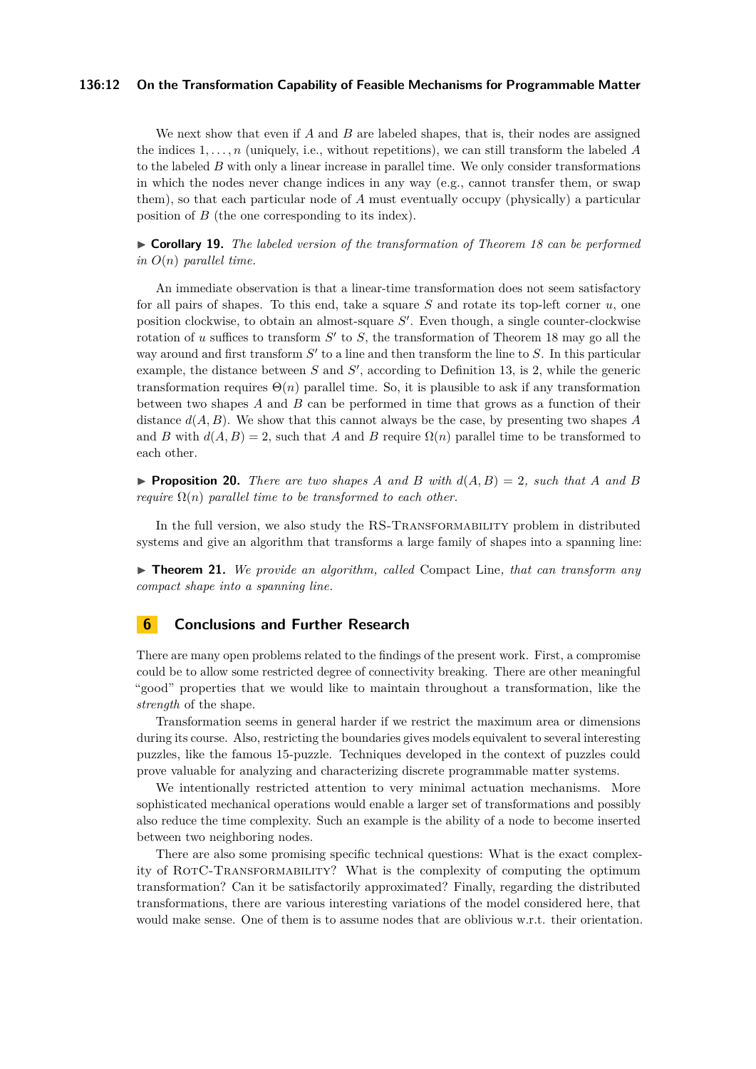We next show that even if $A$ and $B$ are labeled shapes, that is, their nodes are assigned the indices $1, \ldots, n$ (uniquely, i.e., without repetitions), we can still transform the labeled $A$ to the labeled $B$ with only a linear increase in parallel time. We only consider transformations in which the nodes never change indices in any way (e.g., cannot transfer them, or swap them), so that each particular node of $A$ must eventually occupy (physically) a particular position of $B$ (the one corresponding to its index).

► **Corollary 19.** *The labeled version of the transformation of Theorem 18 can be performed in $O(n)$ parallel time.*

An immediate observation is that a linear-time transformation does not seem satisfactory for all pairs of shapes. To this end, take a square $S$ and rotate its top-left corner $u$, one position clockwise, to obtain an almost-square $S'$. Even though, a single counter-clockwise rotation of $u$ suffices to transform $S'$ to $S$, the transformation of Theorem 18 may go all the way around and first transform $S'$ to a line and then transform the line to $S$. In this particular example, the distance between $S$ and $S'$, according to Definition 13, is 2, while the generic transformation requires $\Theta(n)$ parallel time. So, it is plausible to ask if any transformation between two shapes $A$ and $B$ can be performed in time that grows as a function of their distance $d(A, B)$. We show that this cannot always be the case, by presenting two shapes $A$ and $B$ with $d(A, B) = 2$, such that $A$ and $B$ require $\Omega(n)$ parallel time to be transformed to each other.

► **Proposition 20.** *There are two shapes $A$ and $B$ with $d(A, B) = 2$, such that $A$ and $B$ require $\Omega(n)$ parallel time to be transformed to each other.*

In the full version, we also study the RS-Transformability problem in distributed systems and give an algorithm that transforms a large family of shapes into a spanning line:

► **Theorem 21.** *We provide an algorithm, called* Compact Line*, that can transform any compact shape into a spanning line.*

## 6 Conclusions and Further Research

There are many open problems related to the findings of the present work. First, a compromise could be to allow some restricted degree of connectivity breaking. There are other meaningful "good" properties that we would like to maintain throughout a transformation, like the *strength* of the shape.

Transformation seems in general harder if we restrict the maximum area or dimensions during its course. Also, restricting the boundaries gives models equivalent to several interesting puzzles, like the famous 15-puzzle. Techniques developed in the context of puzzles could prove valuable for analyzing and characterizing discrete programmable matter systems.

We intentionally restricted attention to very minimal actuation mechanisms. More sophisticated mechanical operations would enable a larger set of transformations and possibly also reduce the time complexity. Such an example is the ability of a node to become inserted between two neighboring nodes.

There are also some promising specific technical questions: What is the exact complexity of RotC-Transformability? What is the complexity of computing the optimum transformation? Can it be satisfactorily approximated? Finally, regarding the distributed transformations, there are various interesting variations of the model considered here, that would make sense. One of them is to assume nodes that are oblivious w.r.t. their orientation.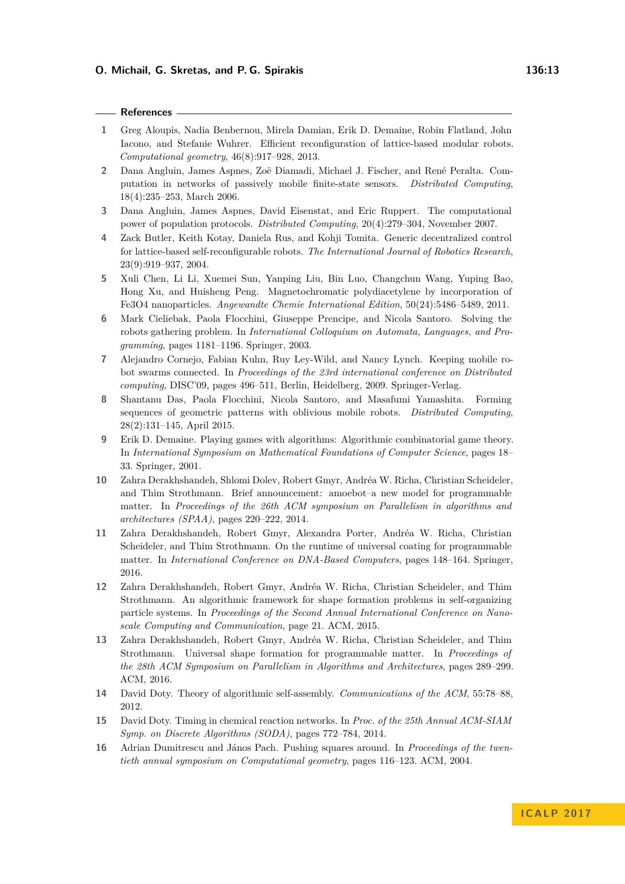## References

1. Greg Aloupis, Nadia Benbernou, Mirela Damian, Erik D. Demaine, Robin Flatland, John Iacono, and Stefanie Wuhrer. Efficient reconfiguration of lattice-based modular robots. *Computational geometry*, 46(8):917–928, 2013.
2. Dana Angluin, James Aspnes, Zoë Diamadi, Michael J. Fischer, and René Peralta. Computation in networks of passively mobile finite-state sensors. *Distributed Computing*, 18(4):235–253, March 2006.
3. Dana Angluin, James Aspnes, David Eisenstat, and Eric Ruppert. The computational power of population protocols. *Distributed Computing*, 20(4):279–304, November 2007.
4. Zack Butler, Keith Kotay, Daniela Rus, and Kohji Tomita. Generic decentralized control for lattice-based self-reconfigurable robots. *The International Journal of Robotics Research*, 23(9):919–937, 2004.
5. Xuli Chen, Li Li, Xuemei Sun, Yanping Liu, Bin Luo, Changchun Wang, Yuping Bao, Hong Xu, and Huisheng Peng. Magnetochromatic polydiacetylene by incorporation of Fe3O4 nanoparticles. *Angewandte Chemie International Edition*, 50(24):5486–5489, 2011.
6. Mark Cieliebak, Paola Flocchini, Giuseppe Prencipe, and Nicola Santoro. Solving the robots gathering problem. In *International Colloquium on Automata, Languages, and Programming*, pages 1181–1196. Springer, 2003.
7. Alejandro Cornejo, Fabian Kuhn, Ruy Ley-Wild, and Nancy Lynch. Keeping mobile robot swarms connected. In *Proceedings of the 23rd international conference on Distributed computing*, DISC'09, pages 496–511, Berlin, Heidelberg, 2009. Springer-Verlag.
8. Shantanu Das, Paola Flocchini, Nicola Santoro, and Masafumi Yamashita. Forming sequences of geometric patterns with oblivious mobile robots. *Distributed Computing*, 28(2):131–145, April 2015.
9. Erik D. Demaine. Playing games with algorithms: Algorithmic combinatorial game theory. In *International Symposium on Mathematical Foundations of Computer Science*, pages 18–33. Springer, 2001.
10. Zahra Derakhshandeh, Shlomi Dolev, Robert Gmyr, Andréa W. Richa, Christian Scheideler, and Thim Strothmann. Brief announcement: amoebot–a new model for programmable matter. In *Proceedings of the 26th ACM symposium on Parallelism in algorithms and architectures (SPAA)*, pages 220–222, 2014.
11. Zahra Derakhshandeh, Robert Gmyr, Alexandra Porter, Andréa W. Richa, Christian Scheideler, and Thim Strothmann. On the runtime of universal coating for programmable matter. In *International Conference on DNA-Based Computers*, pages 148–164. Springer, 2016.
12. Zahra Derakhshandeh, Robert Gmyr, Andréa W. Richa, Christian Scheideler, and Thim Strothmann. An algorithmic framework for shape formation problems in self-organizing particle systems. In *Proceedings of the Second Annual International Conference on Nanoscale Computing and Communication*, page 21. ACM, 2015.
13. Zahra Derakhshandeh, Robert Gmyr, Andréa W. Richa, Christian Scheideler, and Thim Strothmann. Universal shape formation for programmable matter. In *Proceedings of the 28th ACM Symposium on Parallelism in Algorithms and Architectures*, pages 289–299. ACM, 2016.
14. David Doty. Theory of algorithmic self-assembly. *Communications of the ACM*, 55:78–88, 2012.
15. David Doty. Timing in chemical reaction networks. In *Proc. of the 25th Annual ACM-SIAM Symp. on Discrete Algorithms (SODA)*, pages 772–784, 2014.
16. Adrian Dumitrescu and János Pach. Pushing squares around. In *Proceedings of the twentieth annual symposium on Computational geometry*, pages 116–123. ACM, 2004.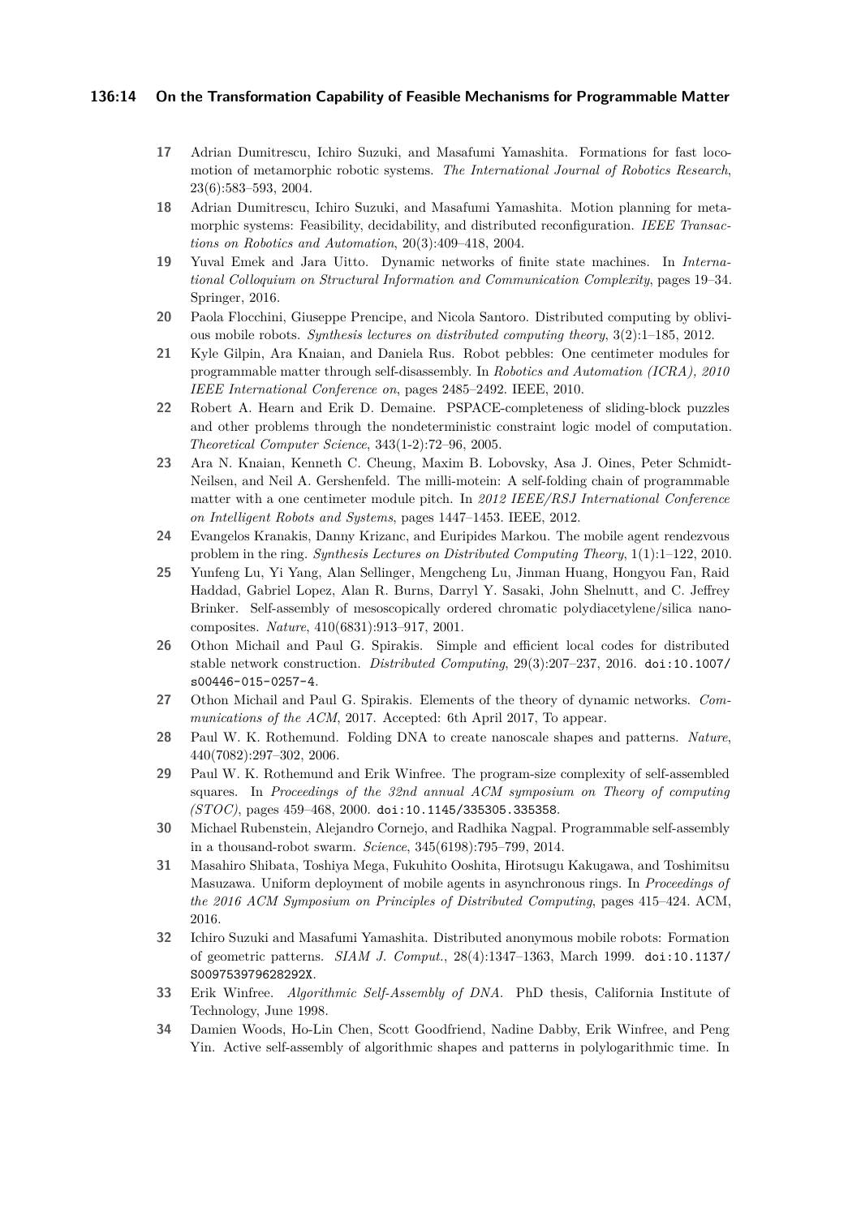17 Adrian Dumitrescu, Ichiro Suzuki, and Masafumi Yamashita. Formations for fast locomotion of metamorphic robotic systems. *The International Journal of Robotics Research*, 23(6):583–593, 2004.

18 Adrian Dumitrescu, Ichiro Suzuki, and Masafumi Yamashita. Motion planning for metamorphic systems: Feasibility, decidability, and distributed reconfiguration. *IEEE Transactions on Robotics and Automation*, 20(3):409–418, 2004.

19 Yuval Emek and Jara Uitto. Dynamic networks of finite state machines. In *International Colloquium on Structural Information and Communication Complexity*, pages 19–34. Springer, 2016.

20 Paola Flocchini, Giuseppe Prencipe, and Nicola Santoro. Distributed computing by oblivious mobile robots. *Synthesis lectures on distributed computing theory*, 3(2):1–185, 2012.

21 Kyle Gilpin, Ara Knaian, and Daniela Rus. Robot pebbles: One centimeter modules for programmable matter through self-disassembly. In *Robotics and Automation (ICRA), 2010 IEEE International Conference on*, pages 2485–2492. IEEE, 2010.

22 Robert A. Hearn and Erik D. Demaine. PSPACE-completeness of sliding-block puzzles and other problems through the nondeterministic constraint logic model of computation. *Theoretical Computer Science*, 343(1-2):72–96, 2005.

23 Ara N. Knaian, Kenneth C. Cheung, Maxim B. Lobovsky, Asa J. Oines, Peter Schmidt-Neilsen, and Neil A. Gershenfeld. The milli-motein: A self-folding chain of programmable matter with a one centimeter module pitch. In *2012 IEEE/RSJ International Conference on Intelligent Robots and Systems*, pages 1447–1453. IEEE, 2012.

24 Evangelos Kranakis, Danny Krizanc, and Euripides Markou. The mobile agent rendezvous problem in the ring. *Synthesis Lectures on Distributed Computing Theory*, 1(1):1–122, 2010.

25 Yunfeng Lu, Yi Yang, Alan Sellinger, Mengcheng Lu, Jinman Huang, Hongyou Fan, Raid Haddad, Gabriel Lopez, Alan R. Burns, Darryl Y. Sasaki, John Shelnutt, and C. Jeffrey Brinker. Self-assembly of mesoscopically ordered chromatic polydiacetylene/silica nanocomposites. *Nature*, 410(6831):913–917, 2001.

26 Othon Michail and Paul G. Spirakis. Simple and efficient local codes for distributed stable network construction. *Distributed Computing*, 29(3):207–237, 2016. doi:10.1007/s00446-015-0257-4.

27 Othon Michail and Paul G. Spirakis. Elements of the theory of dynamic networks. *Communications of the ACM*, 2017. Accepted: 6th April 2017, To appear.

28 Paul W. K. Rothemund. Folding DNA to create nanoscale shapes and patterns. *Nature*, 440(7082):297–302, 2006.

29 Paul W. K. Rothemund and Erik Winfree. The program-size complexity of self-assembled squares. In *Proceedings of the 32nd annual ACM symposium on Theory of computing (STOC)*, pages 459–468, 2000. doi:10.1145/335305.335358.

30 Michael Rubenstein, Alejandro Cornejo, and Radhika Nagpal. Programmable self-assembly in a thousand-robot swarm. *Science*, 345(6198):795–799, 2014.

31 Masahiro Shibata, Toshiya Mega, Fukuhito Ooshita, Hirotsugu Kakugawa, and Toshimitsu Masuzawa. Uniform deployment of mobile agents in asynchronous rings. In *Proceedings of the 2016 ACM Symposium on Principles of Distributed Computing*, pages 415–424. ACM, 2016.

32 Ichiro Suzuki and Masafumi Yamashita. Distributed anonymous mobile robots: Formation of geometric patterns. *SIAM J. Comput.*, 28(4):1347–1363, March 1999. doi:10.1137/S009753979628292X.

33 Erik Winfree. *Algorithmic Self-Assembly of DNA*. PhD thesis, California Institute of Technology, June 1998.

34 Damien Woods, Ho-Lin Chen, Scott Goodfriend, Nadine Dabby, Erik Winfree, and Peng Yin. Active self-assembly of algorithmic shapes and patterns in polylogarithmic time. In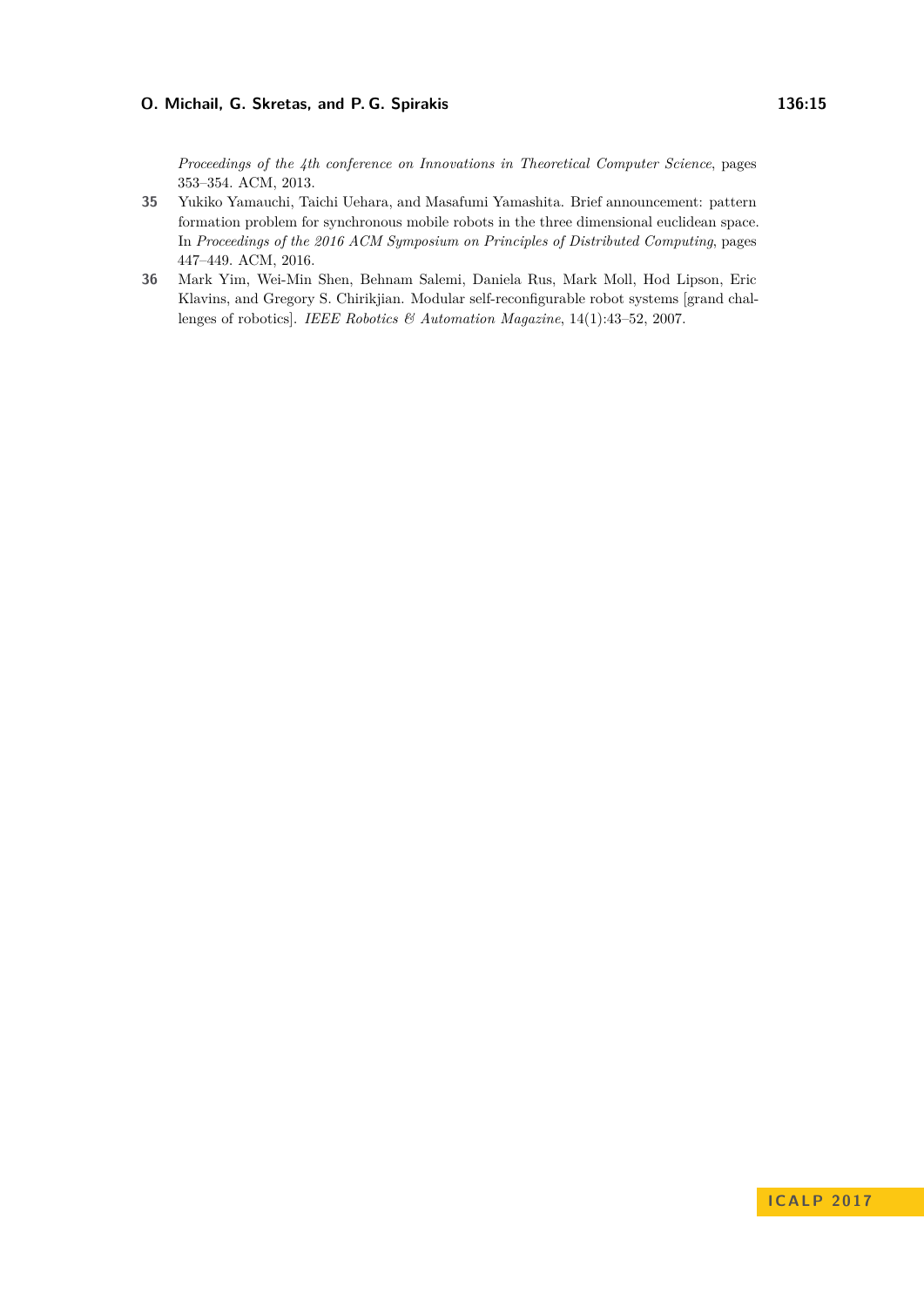*Proceedings of the 4th conference on Innovations in Theoretical Computer Science*, pages 353–354. ACM, 2013.

**35** Yukiko Yamauchi, Taichi Uehara, and Masafumi Yamashita. Brief announcement: pattern formation problem for synchronous mobile robots in the three dimensional euclidean space. In *Proceedings of the 2016 ACM Symposium on Principles of Distributed Computing*, pages 447–449. ACM, 2016.

**36** Mark Yim, Wei-Min Shen, Behnam Salemi, Daniela Rus, Mark Moll, Hod Lipson, Eric Klavins, and Gregory S. Chirikjian. Modular self-reconfigurable robot systems [grand challenges of robotics]. *IEEE Robotics & Automation Magazine*, 14(1):43–52, 2007.